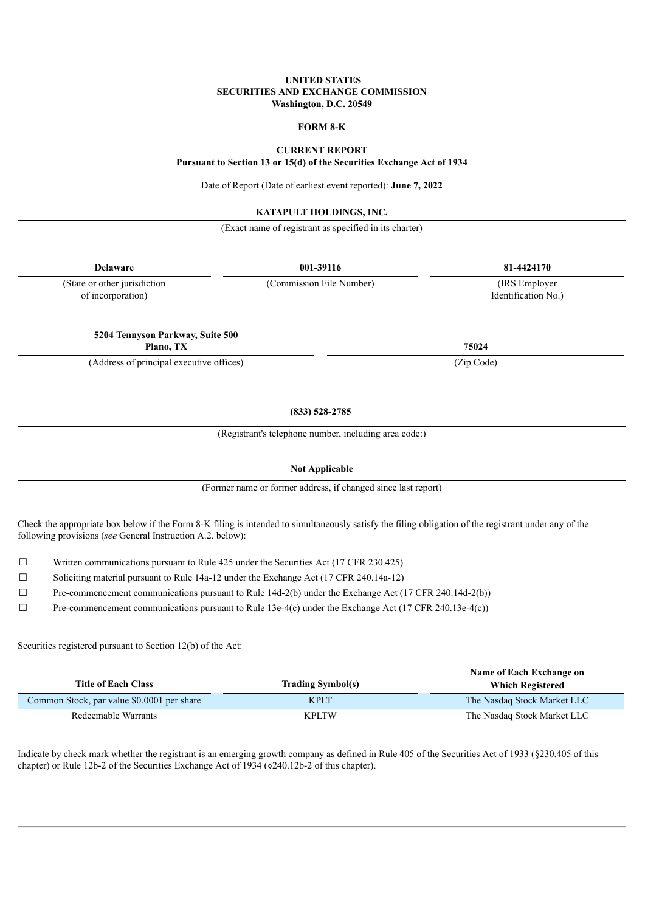**UNITED STATES**
**SECURITIES AND EXCHANGE COMMISSION**
**Washington, D.C. 20549**

**FORM 8-K**

**CURRENT REPORT**
**Pursuant to Section 13 or 15(d) of the Securities Exchange Act of 1934**

Date of Report (Date of earliest event reported): **June 7, 2022**

**KATAPULT HOLDINGS, INC.**

(Exact name of registrant as specified in its charter)

| **Delaware** | **001-39116** | **81-4424170** |
|---|---|---|
| (State or other jurisdiction of incorporation) | (Commission File Number) | (IRS Employer Identification No.) |

| **5204 Tennyson Parkway, Suite 500 Plano, TX** | **75024** |
|---|---|
| (Address of principal executive offices) | (Zip Code) |

**(833) 528-2785**

(Registrant's telephone number, including area code:)

**Not Applicable**

(Former name or former address, if changed since last report)

Check the appropriate box below if the Form 8-K filing is intended to simultaneously satisfy the filing obligation of the registrant under any of the following provisions (*see* General Instruction A.2. below):

☐ Written communications pursuant to Rule 425 under the Securities Act (17 CFR 230.425)

☐ Soliciting material pursuant to Rule 14a-12 under the Exchange Act (17 CFR 240.14a-12)

☐ Pre-commencement communications pursuant to Rule 14d-2(b) under the Exchange Act (17 CFR 240.14d-2(b))

☐ Pre-commencement communications pursuant to Rule 13e-4(c) under the Exchange Act (17 CFR 240.13e-4(c))

Securities registered pursuant to Section 12(b) of the Act:

| Title of Each Class | Trading Symbol(s) | Name of Each Exchange on Which Registered |
|---|---|---|
| Common Stock, par value $0.0001 per share | KPLT | The Nasdaq Stock Market LLC |
| Redeemable Warrants | KPLTW | The Nasdaq Stock Market LLC |

Indicate by check mark whether the registrant is an emerging growth company as defined in Rule 405 of the Securities Act of 1933 (§230.405 of this chapter) or Rule 12b-2 of the Securities Exchange Act of 1934 (§240.12b-2 of this chapter).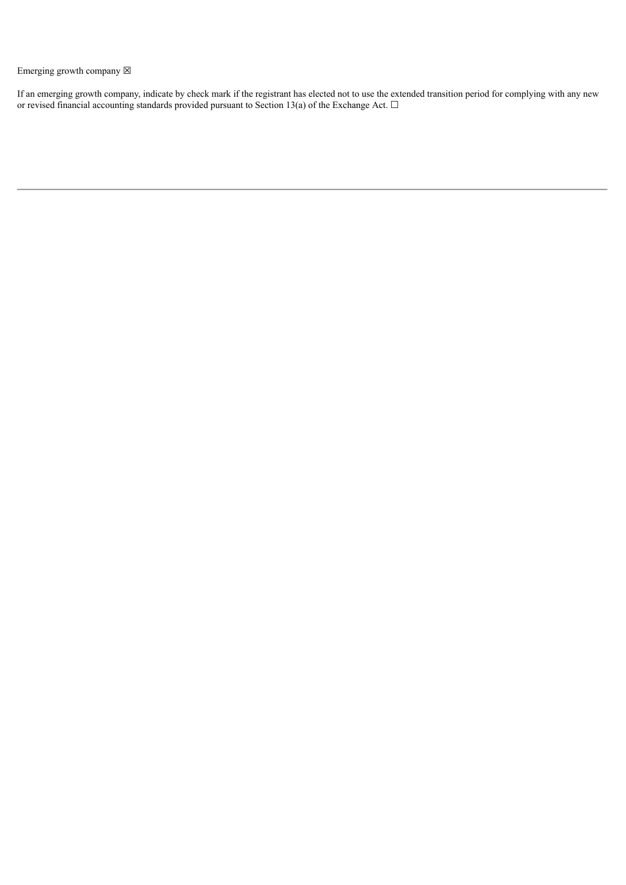Emerging growth company ☒

If an emerging growth company, indicate by check mark if the registrant has elected not to use the extended transition period for complying with any new or revised financial accounting standards provided pursuant to Section 13(a) of the Exchange Act. ☐

---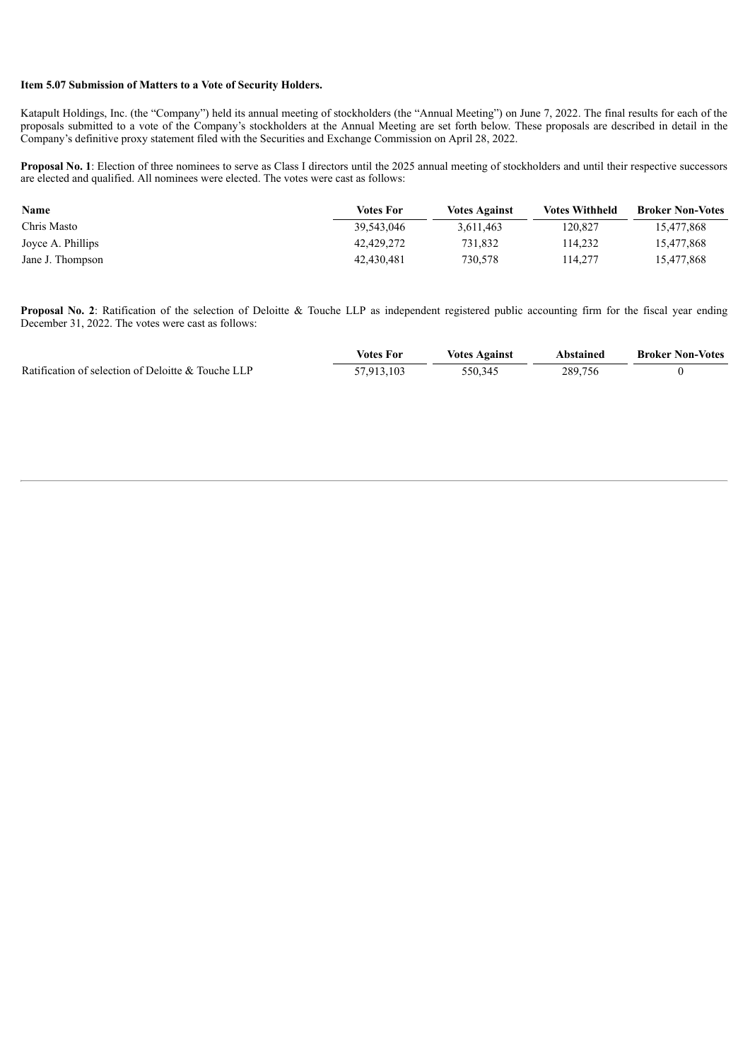**Item 5.07 Submission of Matters to a Vote of Security Holders.**

Katapult Holdings, Inc. (the "Company") held its annual meeting of stockholders (the "Annual Meeting") on June 7, 2022. The final results for each of the proposals submitted to a vote of the Company's stockholders at the Annual Meeting are set forth below. These proposals are described in detail in the Company's definitive proxy statement filed with the Securities and Exchange Commission on April 28, 2022.

**Proposal No. 1**: Election of three nominees to serve as Class I directors until the 2025 annual meeting of stockholders and until their respective successors are elected and qualified. All nominees were elected. The votes were cast as follows:

| Name | Votes For | Votes Against | Votes Withheld | Broker Non-Votes |
|---|---|---|---|---|
| Chris Masto | 39,543,046 | 3,611,463 | 120,827 | 15,477,868 |
| Joyce A. Phillips | 42,429,272 | 731,832 | 114,232 | 15,477,868 |
| Jane J. Thompson | 42,430,481 | 730,578 | 114,277 | 15,477,868 |

**Proposal No. 2**: Ratification of the selection of Deloitte & Touche LLP as independent registered public accounting firm for the fiscal year ending December 31, 2022. The votes were cast as follows:

| | Votes For | Votes Against | Abstained | Broker Non-Votes |
|---|---|---|---|---|
| Ratification of selection of Deloitte & Touche LLP | 57,913,103 | 550,345 | 289,756 | 0 |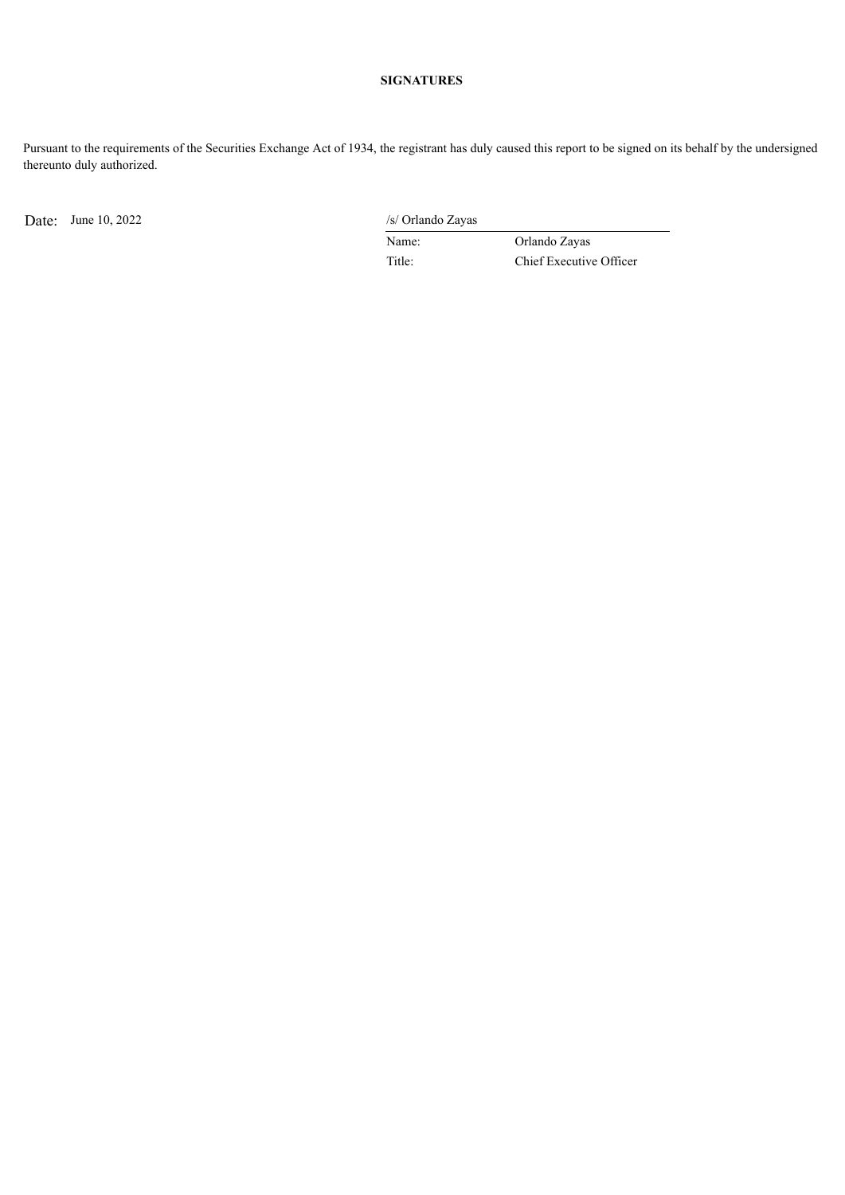**SIGNATURES**

Pursuant to the requirements of the Securities Exchange Act of 1934, the registrant has duly caused this report to be signed on its behalf by the undersigned thereunto duly authorized.

| | | | |
|---|---|---|---|
| Date: | June 10, 2022 | /s/ Orlando Zayas | |
| | | Name: | Orlando Zayas |
| | | Title: | Chief Executive Officer |